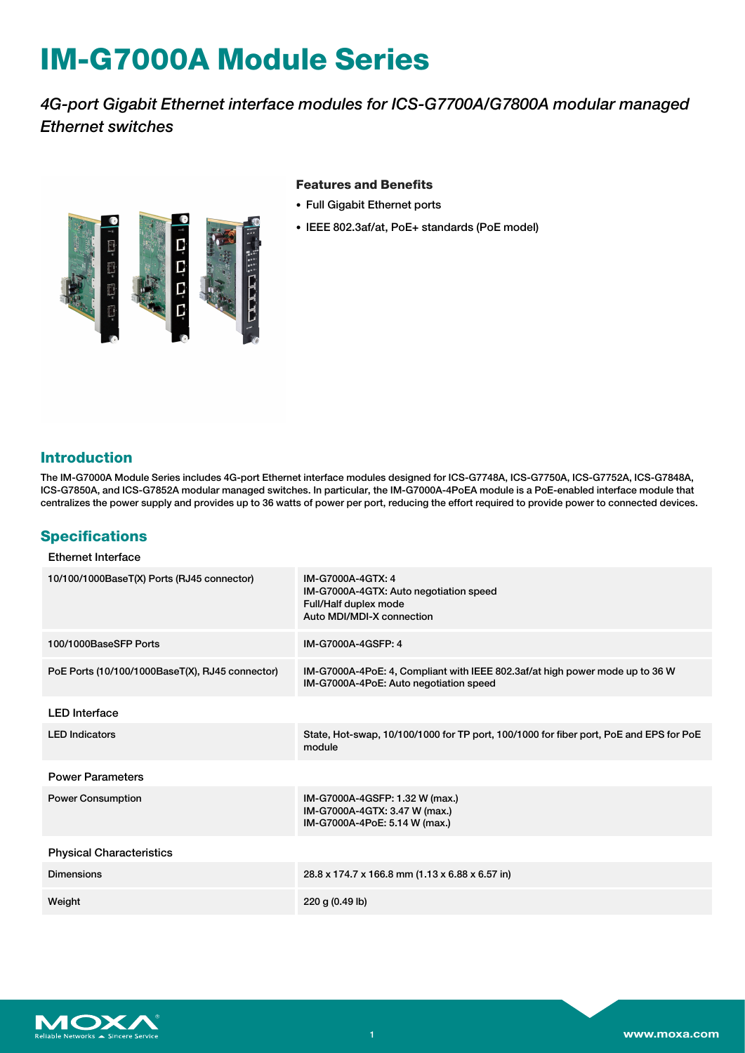# IM-G7000A Module Series

*4G-port Gigabit Ethernet interface modules for ICS-G7700A/G7800A modular managed Ethernet switches*

### Features and Benefits

- Full Gigabit Ethernet ports
- IEEE 802.3af/at, PoE+ standards (PoE model)

## Introduction

The IM-G7000A Module Series includes 4G-port Ethernet interface modules designed for ICS-G7748A, ICS-G7750A, ICS-G7752A, ICS-G7848A, ICS-G7850A, and ICS-G7852A modular managed switches. In particular, the IM-G7000A-4PoEA module is a PoE-enabled interface module that centralizes the power supply and provides up to 36 watts of power per port, reducing the effort required to provide power to connected devices.

## Specifications

### Ethernet Interface

| | |
|---|---|
| 10/100/1000BaseT(X) Ports (RJ45 connector) | IM-G7000A-4GTX: 4<br>IM-G7000A-4GTX: Auto negotiation speed<br>Full/Half duplex mode<br>Auto MDI/MDI-X connection |
| 100/1000BaseSFP Ports | IM-G7000A-4GSFP: 4 |
| PoE Ports (10/100/1000BaseT(X), RJ45 connector) | IM-G7000A-4PoE: 4, Compliant with IEEE 802.3af/at high power mode up to 36 W<br>IM-G7000A-4PoE: Auto negotiation speed |

### LED Interface

| | |
|---|---|
| LED Indicators | State, Hot-swap, 10/100/1000 for TP port, 100/1000 for fiber port, PoE and EPS for PoE module |

### Power Parameters

| | |
|---|---|
| Power Consumption | IM-G7000A-4GSFP: 1.32 W (max.)<br>IM-G7000A-4GTX: 3.47 W (max.)<br>IM-G7000A-4PoE: 5.14 W (max.) |

### Physical Characteristics

| | |
|---|---|
| Dimensions | 28.8 x 174.7 x 166.8 mm (1.13 x 6.88 x 6.57 in) |
| Weight | 220 g (0.49 lb) |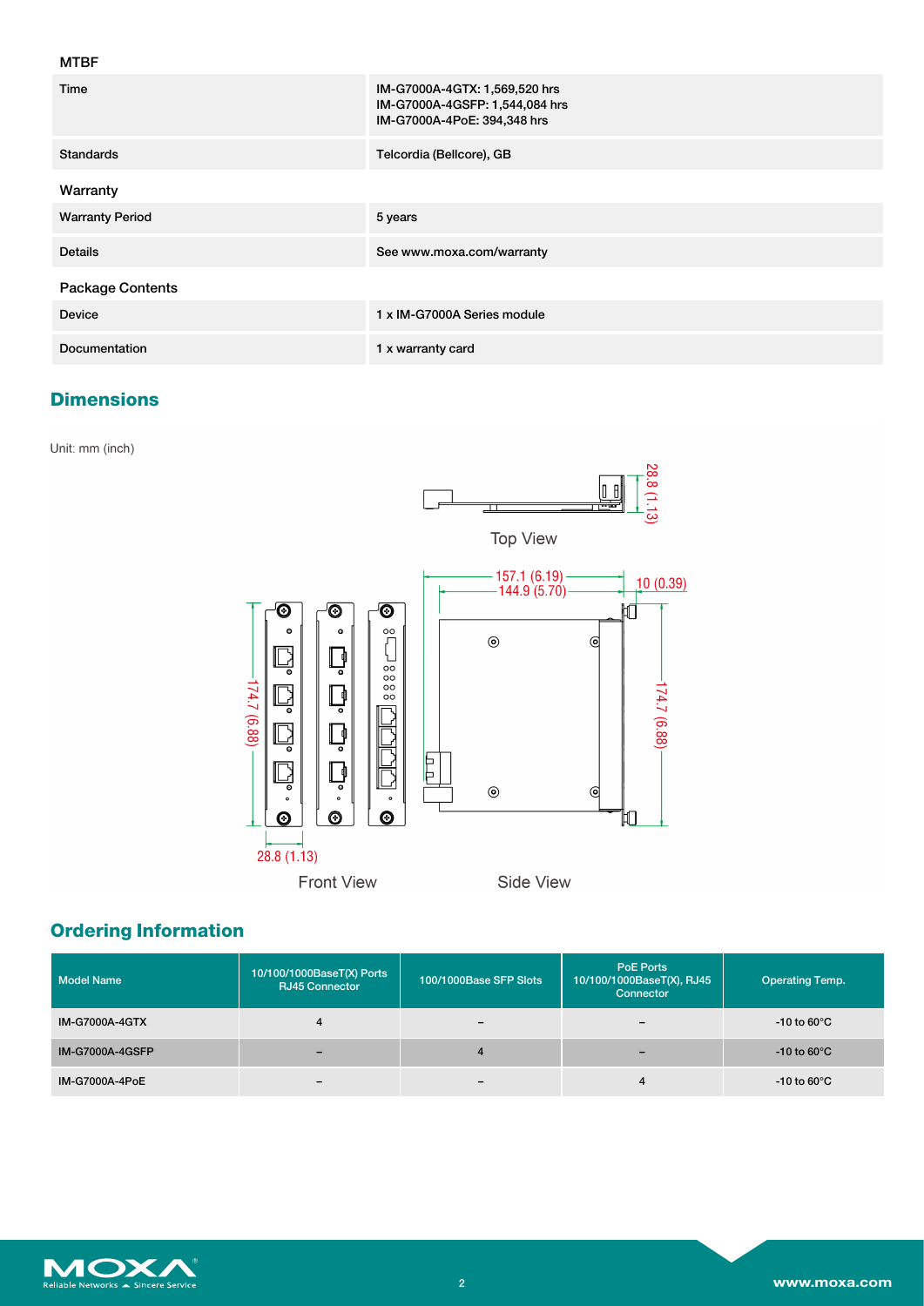### MTBF

| | |
|---|---|
| Time | IM-G7000A-4GTX: 1,569,520 hrs<br>IM-G7000A-4GSFP: 1,544,084 hrs<br>IM-G7000A-4PoE: 394,348 hrs |
| Standards | Telcordia (Bellcore), GB |

### Warranty

| | |
|---|---|
| Warranty Period | 5 years |
| Details | See www.moxa.com/warranty |

### Package Contents

| | |
|---|---|
| Device | 1 x IM-G7000A Series module |
| Documentation | 1 x warranty card |

## Dimensions

Unit: mm (inch)

28.8 (1.13)

Top View

157.1 (6.19)
144.9 (5.70)
10 (0.39)
174.7 (6.88)
174.7 (6.88)
28.8 (1.13)

Front View

Side View

## Ordering Information

| Model Name | 10/100/1000BaseT(X) Ports RJ45 Connector | 100/1000Base SFP Slots | PoE Ports 10/100/1000BaseT(X), RJ45 Connector | Operating Temp. |
|---|---|---|---|---|
| IM-G7000A-4GTX | 4 | – | – | -10 to 60°C |
| IM-G7000A-4GSFP | – | 4 | – | -10 to 60°C |
| IM-G7000A-4PoE | – | – | 4 | -10 to 60°C |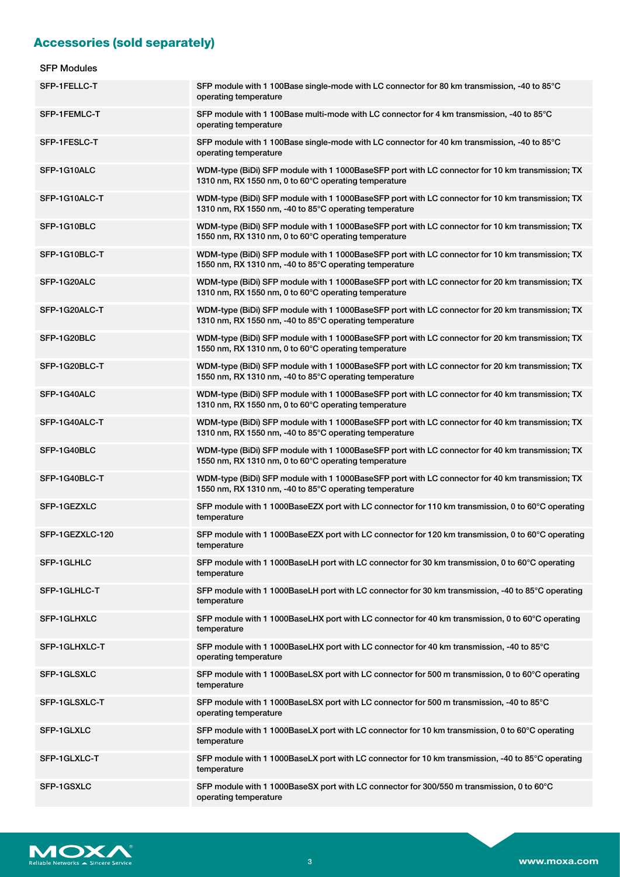## Accessories (sold separately)

SFP Modules

| | |
|---|---|
| SFP-1FELLC-T | SFP module with 1 100Base single-mode with LC connector for 80 km transmission, -40 to 85°C operating temperature |
| SFP-1FEMLC-T | SFP module with 1 100Base multi-mode with LC connector for 4 km transmission, -40 to 85°C operating temperature |
| SFP-1FESLC-T | SFP module with 1 100Base single-mode with LC connector for 40 km transmission, -40 to 85°C operating temperature |
| SFP-1G10ALC | WDM-type (BiDi) SFP module with 1 1000BaseSFP port with LC connector for 10 km transmission; TX 1310 nm, RX 1550 nm, 0 to 60°C operating temperature |
| SFP-1G10ALC-T | WDM-type (BiDi) SFP module with 1 1000BaseSFP port with LC connector for 10 km transmission; TX 1310 nm, RX 1550 nm, -40 to 85°C operating temperature |
| SFP-1G10BLC | WDM-type (BiDi) SFP module with 1 1000BaseSFP port with LC connector for 10 km transmission; TX 1550 nm, RX 1310 nm, 0 to 60°C operating temperature |
| SFP-1G10BLC-T | WDM-type (BiDi) SFP module with 1 1000BaseSFP port with LC connector for 10 km transmission; TX 1550 nm, RX 1310 nm, -40 to 85°C operating temperature |
| SFP-1G20ALC | WDM-type (BiDi) SFP module with 1 1000BaseSFP port with LC connector for 20 km transmission; TX 1310 nm, RX 1550 nm, 0 to 60°C operating temperature |
| SFP-1G20ALC-T | WDM-type (BiDi) SFP module with 1 1000BaseSFP port with LC connector for 20 km transmission; TX 1310 nm, RX 1550 nm, -40 to 85°C operating temperature |
| SFP-1G20BLC | WDM-type (BiDi) SFP module with 1 1000BaseSFP port with LC connector for 20 km transmission; TX 1550 nm, RX 1310 nm, 0 to 60°C operating temperature |
| SFP-1G20BLC-T | WDM-type (BiDi) SFP module with 1 1000BaseSFP port with LC connector for 20 km transmission; TX 1550 nm, RX 1310 nm, -40 to 85°C operating temperature |
| SFP-1G40ALC | WDM-type (BiDi) SFP module with 1 1000BaseSFP port with LC connector for 40 km transmission; TX 1310 nm, RX 1550 nm, 0 to 60°C operating temperature |
| SFP-1G40ALC-T | WDM-type (BiDi) SFP module with 1 1000BaseSFP port with LC connector for 40 km transmission; TX 1310 nm, RX 1550 nm, -40 to 85°C operating temperature |
| SFP-1G40BLC | WDM-type (BiDi) SFP module with 1 1000BaseSFP port with LC connector for 40 km transmission; TX 1550 nm, RX 1310 nm, 0 to 60°C operating temperature |
| SFP-1G40BLC-T | WDM-type (BiDi) SFP module with 1 1000BaseSFP port with LC connector for 40 km transmission; TX 1550 nm, RX 1310 nm, -40 to 85°C operating temperature |
| SFP-1GEZXLC | SFP module with 1 1000BaseEZX port with LC connector for 110 km transmission, 0 to 60°C operating temperature |
| SFP-1GEZXLC-120 | SFP module with 1 1000BaseEZX port with LC connector for 120 km transmission, 0 to 60°C operating temperature |
| SFP-1GLHLC | SFP module with 1 1000BaseLH port with LC connector for 30 km transmission, 0 to 60°C operating temperature |
| SFP-1GLHLC-T | SFP module with 1 1000BaseLH port with LC connector for 30 km transmission, -40 to 85°C operating temperature |
| SFP-1GLHXLC | SFP module with 1 1000BaseLHX port with LC connector for 40 km transmission, 0 to 60°C operating temperature |
| SFP-1GLHXLC-T | SFP module with 1 1000BaseLHX port with LC connector for 40 km transmission, -40 to 85°C operating temperature |
| SFP-1GLSXLC | SFP module with 1 1000BaseLSX port with LC connector for 500 m transmission, 0 to 60°C operating temperature |
| SFP-1GLSXLC-T | SFP module with 1 1000BaseLSX port with LC connector for 500 m transmission, -40 to 85°C operating temperature |
| SFP-1GLXLC | SFP module with 1 1000BaseLX port with LC connector for 10 km transmission, 0 to 60°C operating temperature |
| SFP-1GLXLC-T | SFP module with 1 1000BaseLX port with LC connector for 10 km transmission, -40 to 85°C operating temperature |
| SFP-1GSXLC | SFP module with 1 1000BaseSX port with LC connector for 300/550 m transmission, 0 to 60°C operating temperature |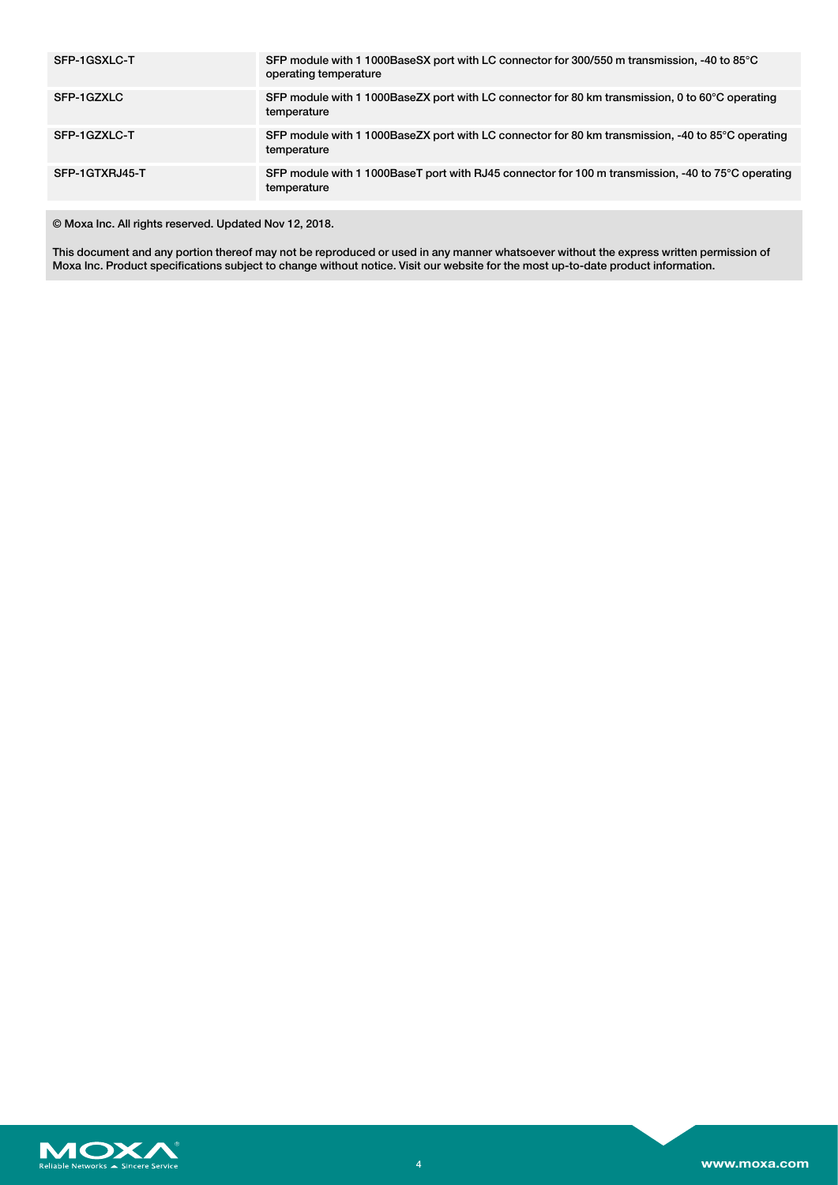| | |
|---|---|
| SFP-1GSXLC-T | SFP module with 1 1000BaseSX port with LC connector for 300/550 m transmission, -40 to 85°C operating temperature |
| SFP-1GZXLC | SFP module with 1 1000BaseZX port with LC connector for 80 km transmission, 0 to 60°C operating temperature |
| SFP-1GZXLC-T | SFP module with 1 1000BaseZX port with LC connector for 80 km transmission, -40 to 85°C operating temperature |
| SFP-1GTXRJ45-T | SFP module with 1 1000BaseT port with RJ45 connector for 100 m transmission, -40 to 75°C operating temperature |

© Moxa Inc. All rights reserved. Updated Nov 12, 2018.

This document and any portion thereof may not be reproduced or used in any manner whatsoever without the express written permission of Moxa Inc. Product specifications subject to change without notice. Visit our website for the most up-to-date product information.